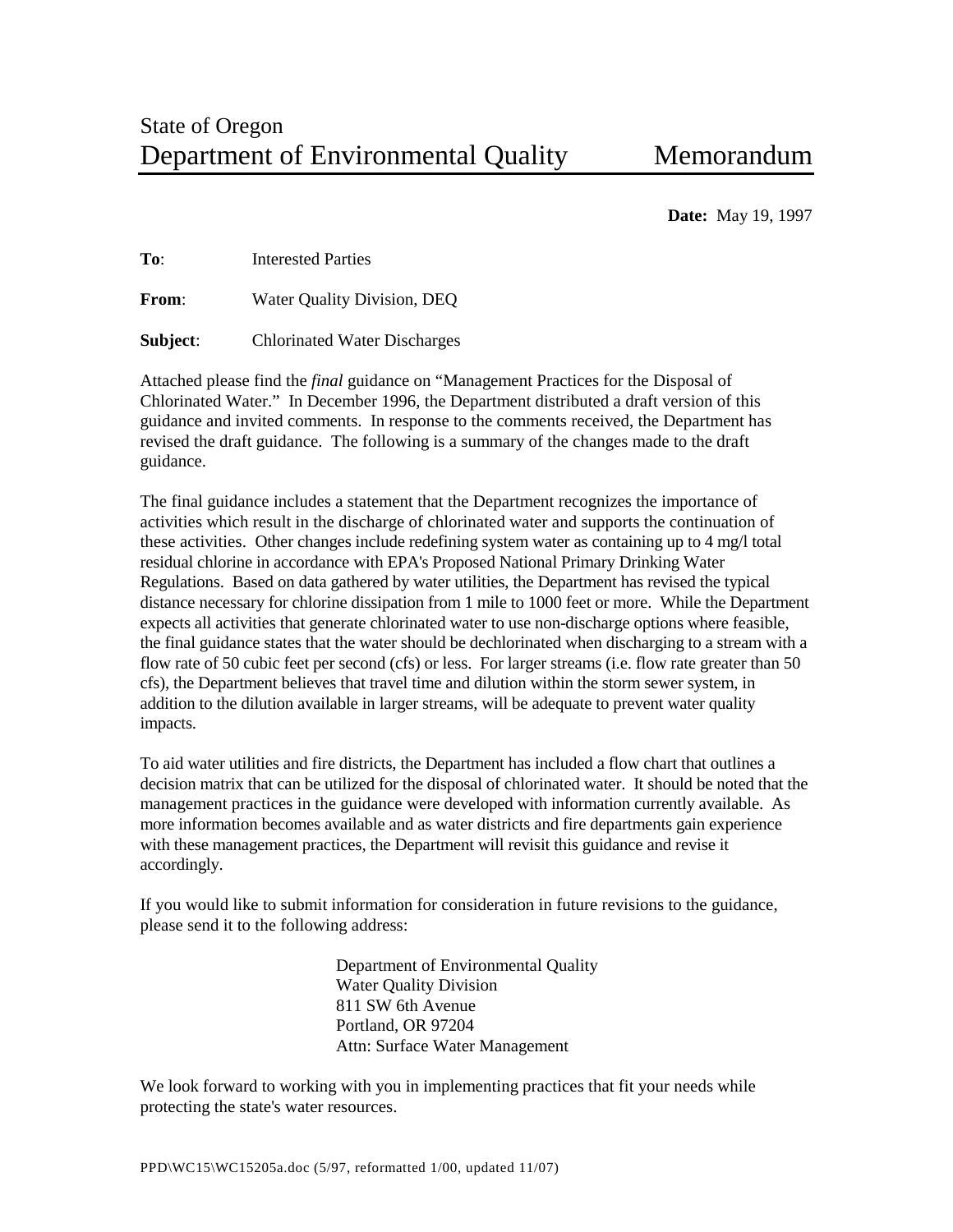State of Oregon

# Department of Environmental Quality Memorandum

**Date:** May 19, 1997

**To**: Interested Parties

**From**: Water Quality Division, DEQ

**Subject**: Chlorinated Water Discharges

Attached please find the *final* guidance on "Management Practices for the Disposal of Chlorinated Water." In December 1996, the Department distributed a draft version of this guidance and invited comments. In response to the comments received, the Department has revised the draft guidance. The following is a summary of the changes made to the draft guidance.

The final guidance includes a statement that the Department recognizes the importance of activities which result in the discharge of chlorinated water and supports the continuation of these activities. Other changes include redefining system water as containing up to 4 mg/l total residual chlorine in accordance with EPA's Proposed National Primary Drinking Water Regulations. Based on data gathered by water utilities, the Department has revised the typical distance necessary for chlorine dissipation from 1 mile to 1000 feet or more. While the Department expects all activities that generate chlorinated water to use non-discharge options where feasible, the final guidance states that the water should be dechlorinated when discharging to a stream with a flow rate of 50 cubic feet per second (cfs) or less. For larger streams (i.e. flow rate greater than 50 cfs), the Department believes that travel time and dilution within the storm sewer system, in addition to the dilution available in larger streams, will be adequate to prevent water quality impacts.

To aid water utilities and fire districts, the Department has included a flow chart that outlines a decision matrix that can be utilized for the disposal of chlorinated water. It should be noted that the management practices in the guidance were developed with information currently available. As more information becomes available and as water districts and fire departments gain experience with these management practices, the Department will revisit this guidance and revise it accordingly.

If you would like to submit information for consideration in future revisions to the guidance, please send it to the following address:

Department of Environmental Quality
Water Quality Division
811 SW 6th Avenue
Portland, OR 97204
Attn: Surface Water Management

We look forward to working with you in implementing practices that fit your needs while protecting the state's water resources.

PPD\WC15\WC15205a.doc (5/97, reformatted 1/00, updated 11/07)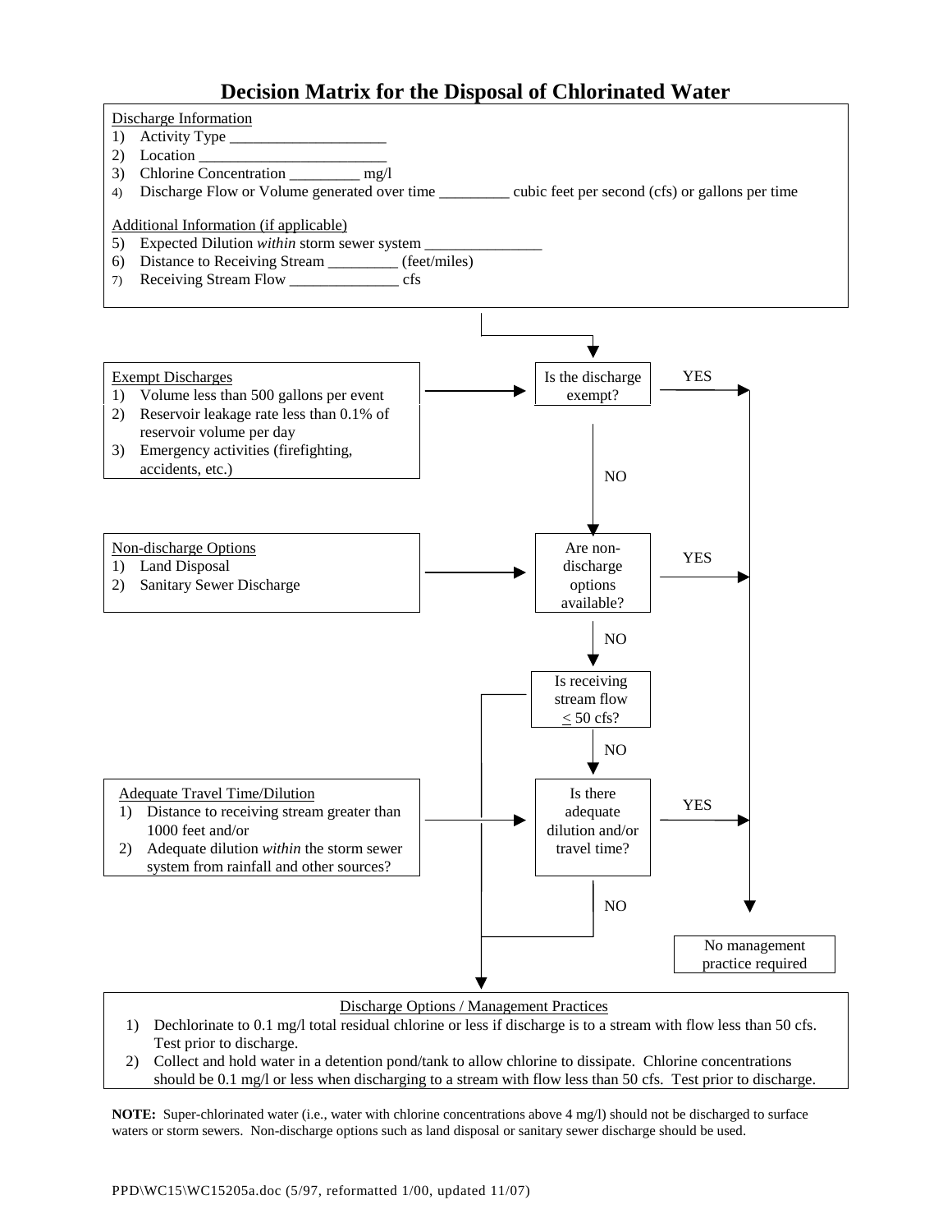# Decision Matrix for the Disposal of Chlorinated Water

<u>Discharge Information</u>

1) Activity Type ____________________
2) Location ________________________
3) Chlorine Concentration _________ mg/l
4) Discharge Flow or Volume generated over time _________ cubic feet per second (cfs) or gallons per time

<u>Additional Information (if applicable)</u>

5) Expected Dilution *within* storm sewer system _______________
6) Distance to Receiving Stream _________ (feet/miles)
7) Receiving Stream Flow ______________ cfs

---

<u>Exempt Discharges</u>

1) Volume less than 500 gallons per event
2) Reservoir leakage rate less than 0.1% of reservoir volume per day
3) Emergency activities (firefighting, accidents, etc.)

**Is the discharge exempt?** — YES → No management practice required; NO → next question

<u>Non-discharge Options</u>

1) Land Disposal
2) Sanitary Sewer Discharge

**Are non-discharge options available?** — YES → No management practice required; NO → next question

**Is receiving stream flow ≤ 50 cfs?** — YES → Discharge Options / Management Practices; NO → next question

<u>Adequate Travel Time/Dilution</u>

1) Distance to receiving stream greater than 1000 feet and/or
2) Adequate dilution *within* the storm sewer system from rainfall and other sources?

**Is there adequate dilution and/or travel time?** — YES → No management practice required; NO → Discharge Options / Management Practices

**No management practice required**

<u>Discharge Options / Management Practices</u>

1) Dechlorinate to 0.1 mg/l total residual chlorine or less if discharge is to a stream with flow less than 50 cfs. Test prior to discharge.
2) Collect and hold water in a detention pond/tank to allow chlorine to dissipate. Chlorine concentrations should be 0.1 mg/l or less when discharging to a stream with flow less than 50 cfs. Test prior to discharge.

**NOTE:** Super-chlorinated water (i.e., water with chlorine concentrations above 4 mg/l) should not be discharged to surface waters or storm sewers. Non-discharge options such as land disposal or sanitary sewer discharge should be used.

PPD\WC15\WC15205a.doc (5/97, reformatted 1/00, updated 11/07)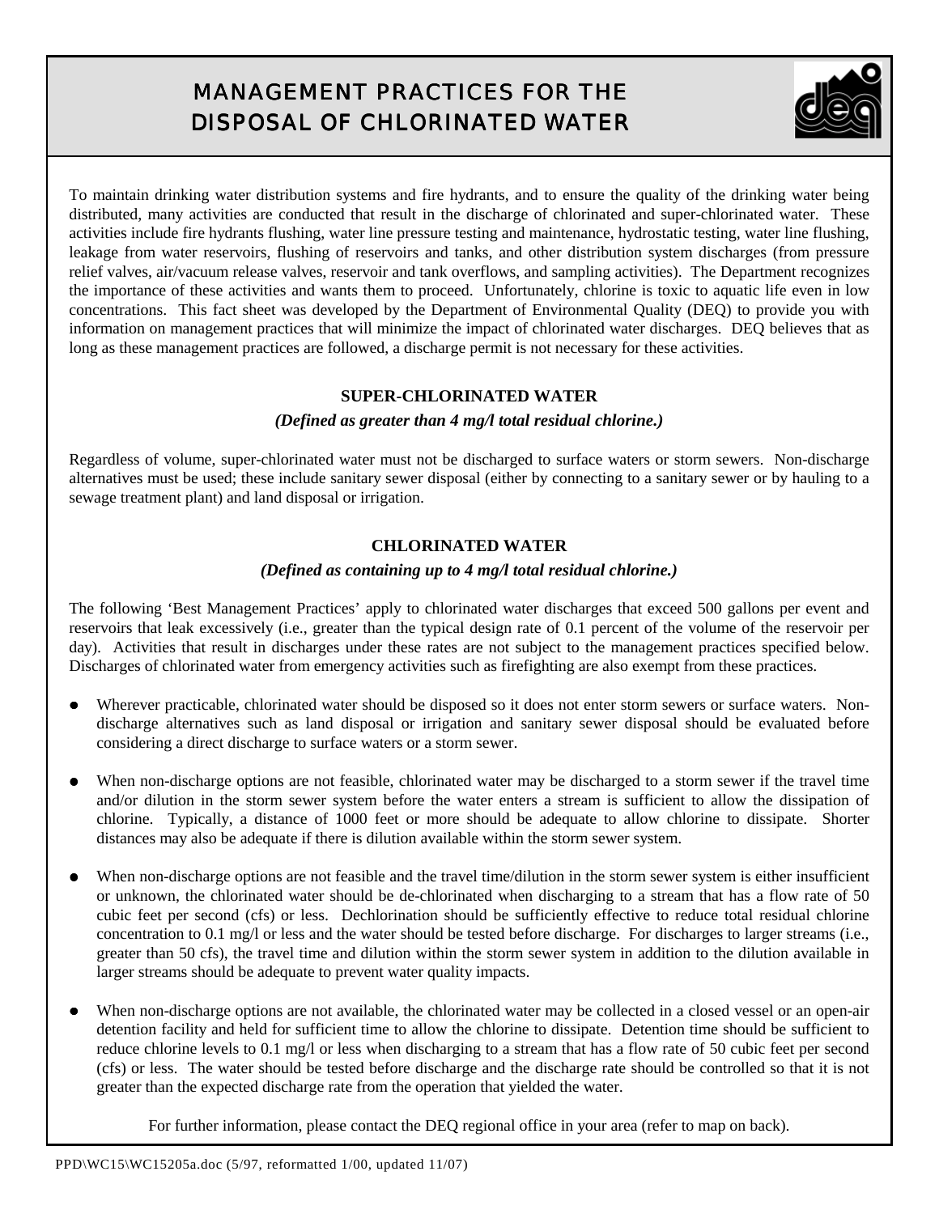# MANAGEMENT PRACTICES FOR THE DISPOSAL OF CHLORINATED WATER

To maintain drinking water distribution systems and fire hydrants, and to ensure the quality of the drinking water being distributed, many activities are conducted that result in the discharge of chlorinated and super-chlorinated water. These activities include fire hydrants flushing, water line pressure testing and maintenance, hydrostatic testing, water line flushing, leakage from water reservoirs, flushing of reservoirs and tanks, and other distribution system discharges (from pressure relief valves, air/vacuum release valves, reservoir and tank overflows, and sampling activities). The Department recognizes the importance of these activities and wants them to proceed. Unfortunately, chlorine is toxic to aquatic life even in low concentrations. This fact sheet was developed by the Department of Environmental Quality (DEQ) to provide you with information on management practices that will minimize the impact of chlorinated water discharges. DEQ believes that as long as these management practices are followed, a discharge permit is not necessary for these activities.

## SUPER-CHLORINATED WATER

***(Defined as greater than 4 mg/l total residual chlorine.)***

Regardless of volume, super-chlorinated water must not be discharged to surface waters or storm sewers. Non-discharge alternatives must be used; these include sanitary sewer disposal (either by connecting to a sanitary sewer or by hauling to a sewage treatment plant) and land disposal or irrigation.

## CHLORINATED WATER

***(Defined as containing up to 4 mg/l total residual chlorine.)***

The following 'Best Management Practices' apply to chlorinated water discharges that exceed 500 gallons per event and reservoirs that leak excessively (i.e., greater than the typical design rate of 0.1 percent of the volume of the reservoir per day). Activities that result in discharges under these rates are not subject to the management practices specified below. Discharges of chlorinated water from emergency activities such as firefighting are also exempt from these practices.

- Wherever practicable, chlorinated water should be disposed so it does not enter storm sewers or surface waters. Non-discharge alternatives such as land disposal or irrigation and sanitary sewer disposal should be evaluated before considering a direct discharge to surface waters or a storm sewer.

- When non-discharge options are not feasible, chlorinated water may be discharged to a storm sewer if the travel time and/or dilution in the storm sewer system before the water enters a stream is sufficient to allow the dissipation of chlorine. Typically, a distance of 1000 feet or more should be adequate to allow chlorine to dissipate. Shorter distances may also be adequate if there is dilution available within the storm sewer system.

- When non-discharge options are not feasible and the travel time/dilution in the storm sewer system is either insufficient or unknown, the chlorinated water should be de-chlorinated when discharging to a stream that has a flow rate of 50 cubic feet per second (cfs) or less. Dechlorination should be sufficiently effective to reduce total residual chlorine concentration to 0.1 mg/l or less and the water should be tested before discharge. For discharges to larger streams (i.e., greater than 50 cfs), the travel time and dilution within the storm sewer system in addition to the dilution available in larger streams should be adequate to prevent water quality impacts.

- When non-discharge options are not available, the chlorinated water may be collected in a closed vessel or an open-air detention facility and held for sufficient time to allow the chlorine to dissipate. Detention time should be sufficient to reduce chlorine levels to 0.1 mg/l or less when discharging to a stream that has a flow rate of 50 cubic feet per second (cfs) or less. The water should be tested before discharge and the discharge rate should be controlled so that it is not greater than the expected discharge rate from the operation that yielded the water.

For further information, please contact the DEQ regional office in your area (refer to map on back).

PPD\WC15\WC15205a.doc (5/97, reformatted 1/00, updated 11/07)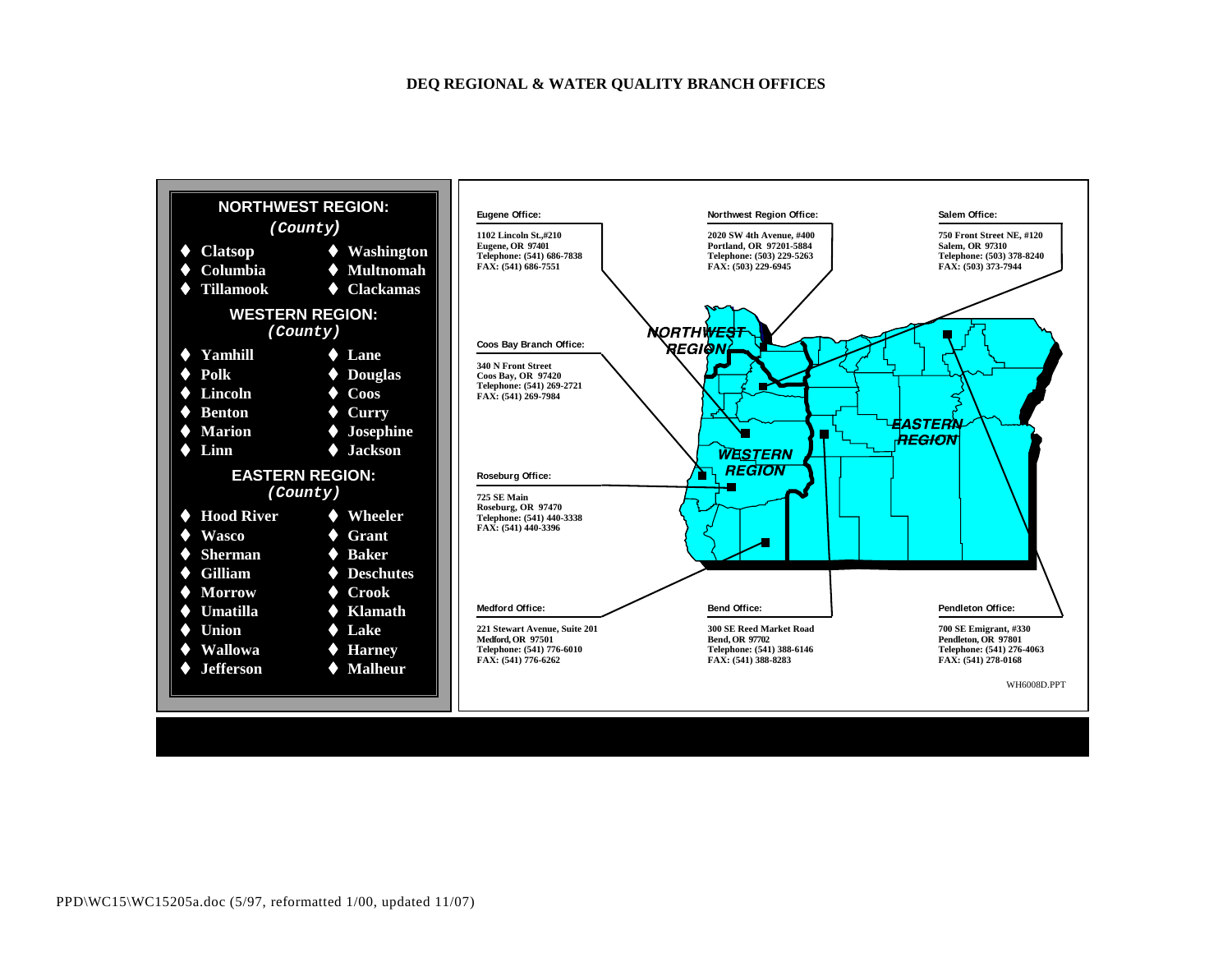# DEQ REGIONAL & WATER QUALITY BRANCH OFFICES

## NORTHWEST REGION:
*(County)*

- Clatsop
- Columbia
- Tillamook
- Washington
- Multnomah
- Clackamas

## WESTERN REGION:
*(County)*

- Yamhill
- Polk
- Lincoln
- Benton
- Marion
- Linn
- Lane
- Douglas
- Coos
- Curry
- Josephine
- Jackson

## EASTERN REGION:
*(County)*

- Hood River
- Wasco
- Sherman
- Gilliam
- Morrow
- Umatilla
- Union
- Wallowa
- Jefferson
- Wheeler
- Grant
- Baker
- Deschutes
- Crook
- Klamath
- Lake
- Harney
- Malheur

NORTHWEST REGION

WESTERN REGION

EASTERN REGION

**Eugene Office:**
1102 Lincoln St.,#210
Eugene, OR 97401
Telephone: (541) 686-7838
FAX: (541) 686-7551

**Northwest Region Office:**
2020 SW 4th Avenue, #400
Portland, OR 97201-5884
Telephone: (503) 229-5263
FAX: (503) 229-6945

**Salem Office:**
750 Front Street NE, #120
Salem, OR 97310
Telephone: (503) 378-8240
FAX: (503) 373-7944

**Coos Bay Branch Office:**
340 N Front Street
Coos Bay, OR 97420
Telephone: (541) 269-2721
FAX: (541) 269-7984

**Roseburg Office:**
725 SE Main
Roseburg, OR 97470
Telephone: (541) 440-3338
FAX: (541) 440-3396

**Medford Office:**
221 Stewart Avenue, Suite 201
Medford, OR 97501
Telephone: (541) 776-6010
FAX: (541) 776-6262

**Bend Office:**
300 SE Reed Market Road
Bend, OR 97702
Telephone: (541) 388-6146
FAX: (541) 388-8283

**Pendleton Office:**
700 SE Emigrant, #330
Pendleton, OR 97801
Telephone: (541) 276-4063
FAX: (541) 278-0168

WH6008D.PPT

PPD\WC15\WC15205a.doc (5/97, reformatted 1/00, updated 11/07)